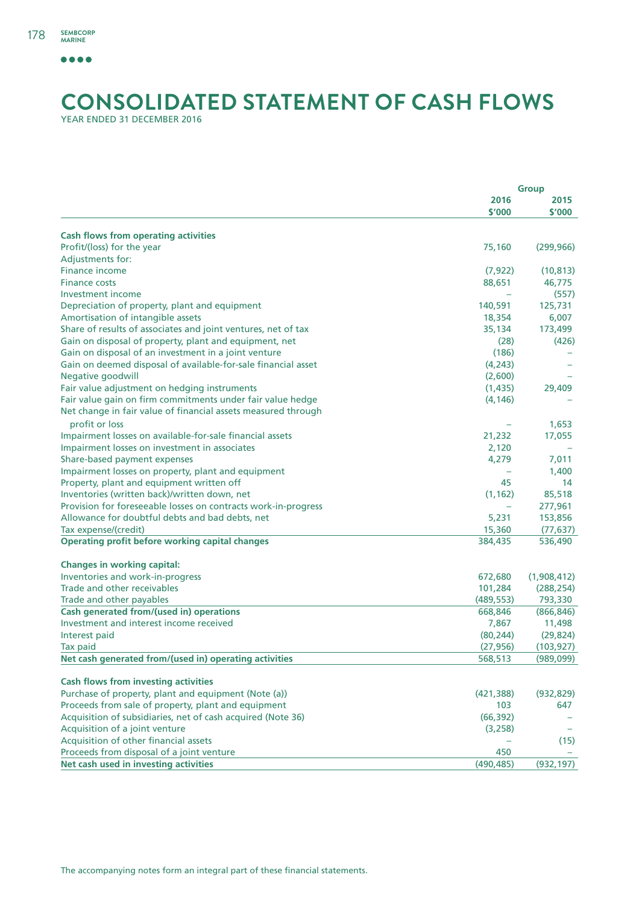# CONSOLIDATED STATEMENT OF CASH FLOWS

YEAR ENDED 31 DECEMBER 2016

| | Group | |
|---|---|---|
| | 2016<br>$'000 | 2015<br>$'000 |
| **Cash flows from operating activities** | | |
| Profit/(loss) for the year | 75,160 | (299,966) |
| Adjustments for: | | |
| Finance income | (7,922) | (10,813) |
| Finance costs | 88,651 | 46,775 |
| Investment income | – | (557) |
| Depreciation of property, plant and equipment | 140,591 | 125,731 |
| Amortisation of intangible assets | 18,354 | 6,007 |
| Share of results of associates and joint ventures, net of tax | 35,134 | 173,499 |
| Gain on disposal of property, plant and equipment, net | (28) | (426) |
| Gain on disposal of an investment in a joint venture | (186) | – |
| Gain on deemed disposal of available-for-sale financial asset | (4,243) | – |
| Negative goodwill | (2,600) | – |
| Fair value adjustment on hedging instruments | (1,435) | 29,409 |
| Fair value gain on firm commitments under fair value hedge | (4,146) | – |
| Net change in fair value of financial assets measured through profit or loss | – | 1,653 |
| Impairment losses on available-for-sale financial assets | 21,232 | 17,055 |
| Impairment losses on investment in associates | 2,120 | – |
| Share-based payment expenses | 4,279 | 7,011 |
| Impairment losses on property, plant and equipment | – | 1,400 |
| Property, plant and equipment written off | 45 | 14 |
| Inventories (written back)/written down, net | (1,162) | 85,518 |
| Provision for foreseeable losses on contracts work-in-progress | – | 277,961 |
| Allowance for doubtful debts and bad debts, net | 5,231 | 153,856 |
| Tax expense/(credit) | 15,360 | (77,637) |
| **Operating profit before working capital changes** | 384,435 | 536,490 |
| | | |
| **Changes in working capital:** | | |
| Inventories and work-in-progress | 672,680 | (1,908,412) |
| Trade and other receivables | 101,284 | (288,254) |
| Trade and other payables | (489,553) | 793,330 |
| **Cash generated from/(used in) operations** | 668,846 | (866,846) |
| Investment and interest income received | 7,867 | 11,498 |
| Interest paid | (80,244) | (29,824) |
| Tax paid | (27,956) | (103,927) |
| **Net cash generated from/(used in) operating activities** | 568,513 | (989,099) |
| | | |
| **Cash flows from investing activities** | | |
| Purchase of property, plant and equipment (Note (a)) | (421,388) | (932,829) |
| Proceeds from sale of property, plant and equipment | 103 | 647 |
| Acquisition of subsidiaries, net of cash acquired (Note 36) | (66,392) | – |
| Acquisition of a joint venture | (3,258) | – |
| Acquisition of other financial assets | – | (15) |
| Proceeds from disposal of a joint venture | 450 | – |
| **Net cash used in investing activities** | (490,485) | (932,197) |

The accompanying notes form an integral part of these financial statements.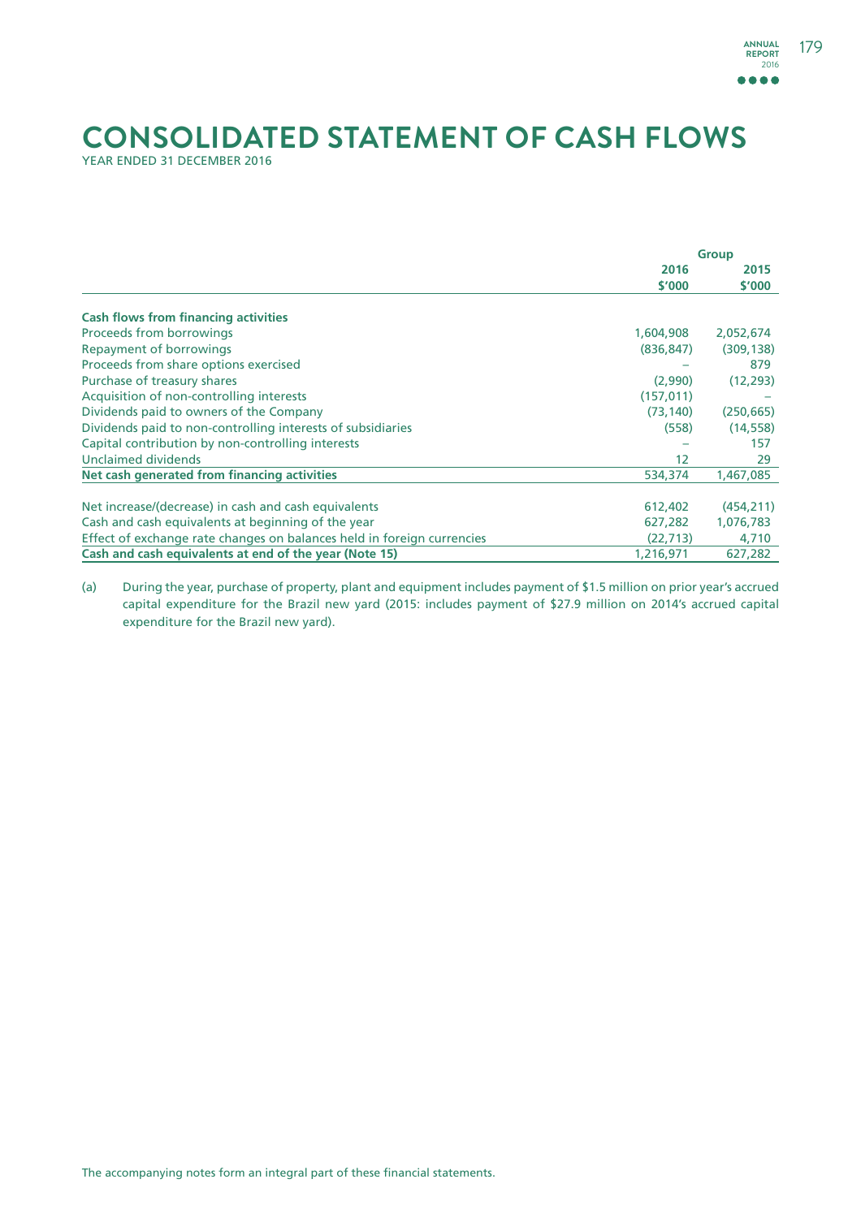# CONSOLIDATED STATEMENT OF CASH FLOWS

YEAR ENDED 31 DECEMBER 2016

| | Group | |
|---|---|---|
| | 2016 | 2015 |
| | $'000 | $'000 |
| **Cash flows from financing activities** | | |
| Proceeds from borrowings | 1,604,908 | 2,052,674 |
| Repayment of borrowings | (836,847) | (309,138) |
| Proceeds from share options exercised | – | 879 |
| Purchase of treasury shares | (2,990) | (12,293) |
| Acquisition of non-controlling interests | (157,011) | – |
| Dividends paid to owners of the Company | (73,140) | (250,665) |
| Dividends paid to non-controlling interests of subsidiaries | (558) | (14,558) |
| Capital contribution by non-controlling interests | – | 157 |
| Unclaimed dividends | 12 | 29 |
| **Net cash generated from financing activities** | 534,374 | 1,467,085 |
| | | |
| Net increase/(decrease) in cash and cash equivalents | 612,402 | (454,211) |
| Cash and cash equivalents at beginning of the year | 627,282 | 1,076,783 |
| Effect of exchange rate changes on balances held in foreign currencies | (22,713) | 4,710 |
| **Cash and cash equivalents at end of the year (Note 15)** | 1,216,971 | 627,282 |

(a) During the year, purchase of property, plant and equipment includes payment of $1.5 million on prior year's accrued capital expenditure for the Brazil new yard (2015: includes payment of $27.9 million on 2014's accrued capital expenditure for the Brazil new yard).

The accompanying notes form an integral part of these financial statements.